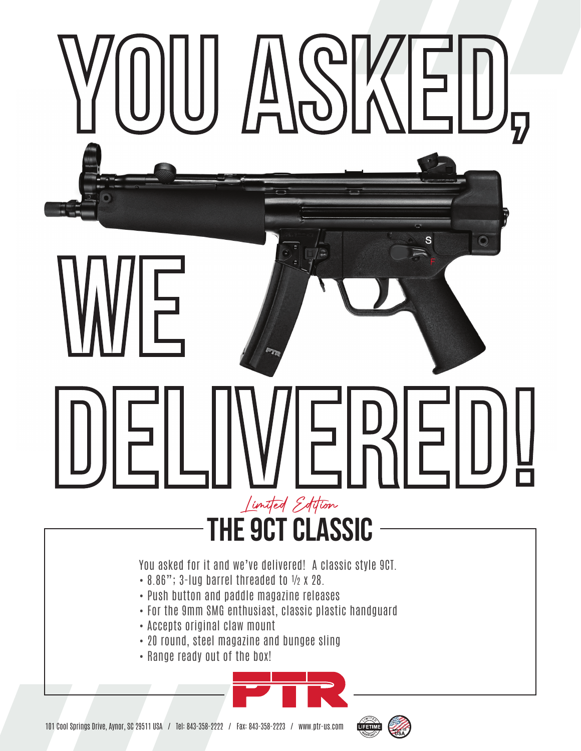# YOU ASKED, WE DELIVERED!

*Limited Edition*

## THE 9CT CLASSIC

You asked for it and we've delivered! A classic style 9CT.

- 8.86"; 3-lug barrel threaded to ½ x 28.
- Push button and paddle magazine releases
- For the 9mm SMG enthusiast, classic plastic handguard
- Accepts original claw mount
- 20 round, steel magazine and bungee sling
- Range ready out of the box!

PTR

101 Cool Springs Drive, Aynor, SC 29511 USA / Tel: 843-358-2222 / Fax: 843-358-2223 / www.ptr-us.com

LIMITED LIFETIME WARRANTY

MADE IN THE USA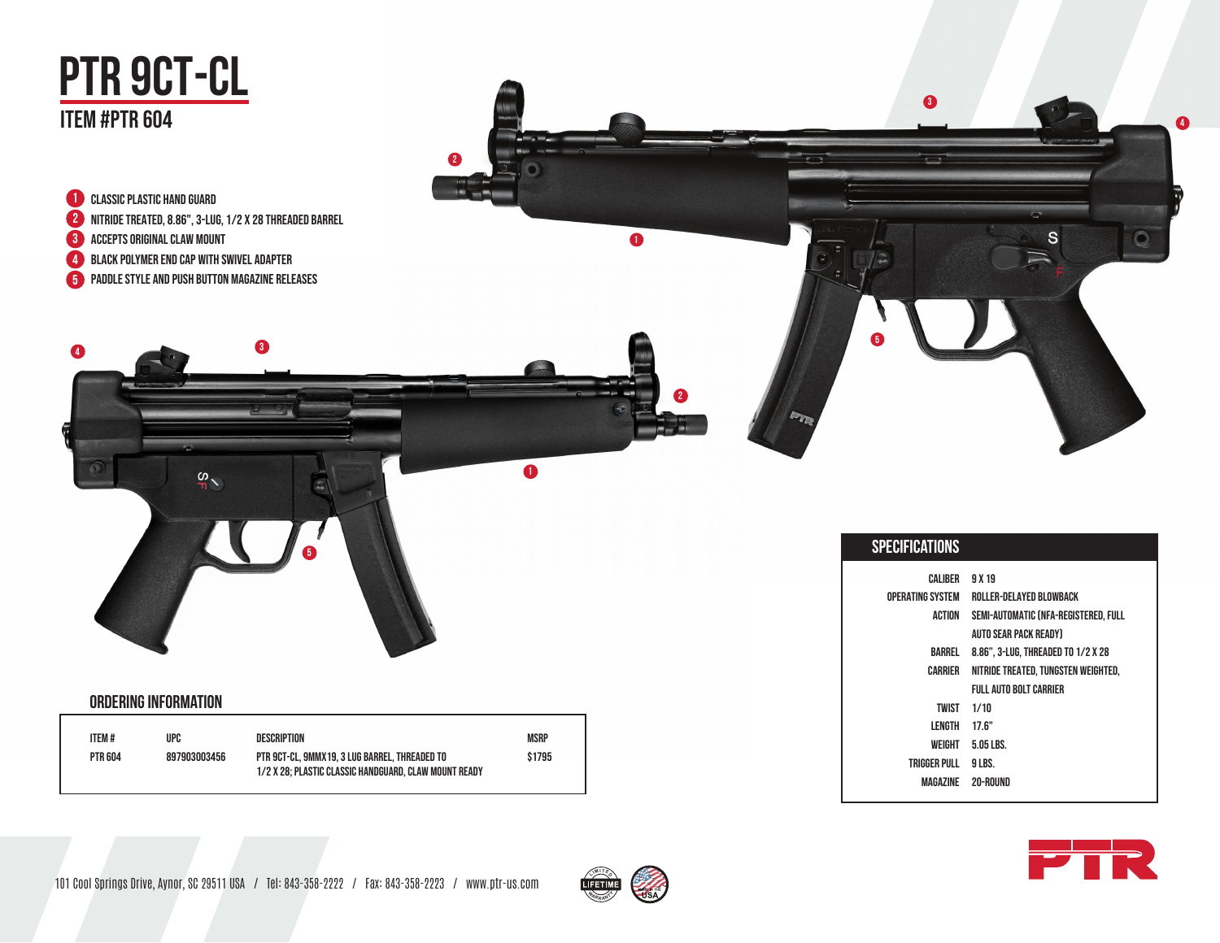# PTR 9CT-CL

## ITEM #PTR 604

1. CLASSIC PLASTIC HAND GUARD
2. NITRIDE TREATED, 8.86", 3-LUG, 1/2 X 28 THREADED BARREL
3. ACCEPTS ORIGINAL CLAW MOUNT
4. BLACK POLYMER END CAP WITH SWIVEL ADAPTER
5. PADDLE STYLE AND PUSH BUTTON MAGAZINE RELEASES

## SPECIFICATIONS

| | |
|---|---|
| CALIBER | 9 X 19 |
| OPERATING SYSTEM | ROLLER-DELAYED BLOWBACK |
| ACTION | SEMI-AUTOMATIC (NFA-REGISTERED, FULL AUTO SEAR PACK READY) |
| BARREL | 8.86", 3-LUG, THREADED TO 1/2 X 28 |
| CARRIER | NITRIDE TREATED, TUNGSTEN WEIGHTED, FULL AUTO BOLT CARRIER |
| TWIST | 1/10 |
| LENGTH | 17.6" |
| WEIGHT | 5.05 LBS. |
| TRIGGER PULL | 9 LBS. |
| MAGAZINE | 20-ROUND |

## ORDERING INFORMATION

| ITEM # | UPC | DESCRIPTION | MSRP |
|---|---|---|---|
| PTR 604 | 897903003456 | PTR 9CT-CL, 9MMX19, 3 LUG BARREL, THREADED TO 1/2 X 28; PLASTIC CLASSIC HANDGUARD, CLAW MOUNT READY | $1795 |

101 Cool Springs Drive, Aynor, SC 29511 USA / Tel: 843-358-2222 / Fax: 843-358-2223 / www.ptr-us.com